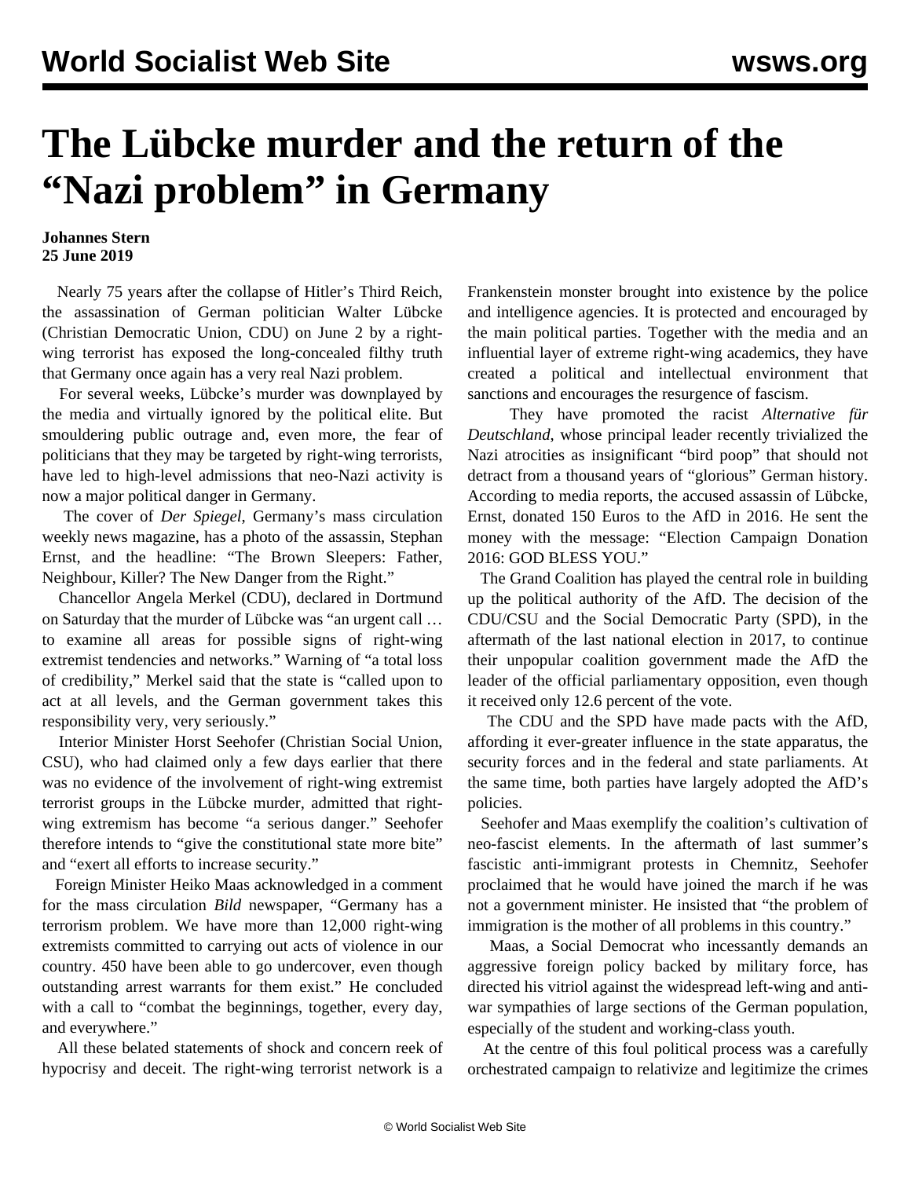# The Lübcke murder and the return of the "Nazi problem" in Germany

**Johannes Stern**
**25 June 2019**

Nearly 75 years after the collapse of Hitler's Third Reich, the assassination of German politician Walter Lübcke (Christian Democratic Union, CDU) on June 2 by a right-wing terrorist has exposed the long-concealed filthy truth that Germany once again has a very real Nazi problem.

For several weeks, Lübcke's murder was downplayed by the media and virtually ignored by the political elite. But smouldering public outrage and, even more, the fear of politicians that they may be targeted by right-wing terrorists, have led to high-level admissions that neo-Nazi activity is now a major political danger in Germany.

The cover of *Der Spiegel*, Germany's mass circulation weekly news magazine, has a photo of the assassin, Stephan Ernst, and the headline: "The Brown Sleepers: Father, Neighbour, Killer? The New Danger from the Right."

Chancellor Angela Merkel (CDU), declared in Dortmund on Saturday that the murder of Lübcke was "an urgent call … to examine all areas for possible signs of right-wing extremist tendencies and networks." Warning of "a total loss of credibility," Merkel said that the state is "called upon to act at all levels, and the German government takes this responsibility very, very seriously."

Interior Minister Horst Seehofer (Christian Social Union, CSU), who had claimed only a few days earlier that there was no evidence of the involvement of right-wing extremist terrorist groups in the Lübcke murder, admitted that right-wing extremism has become "a serious danger." Seehofer therefore intends to "give the constitutional state more bite" and "exert all efforts to increase security."

Foreign Minister Heiko Maas acknowledged in a comment for the mass circulation *Bild* newspaper, "Germany has a terrorism problem. We have more than 12,000 right-wing extremists committed to carrying out acts of violence in our country. 450 have been able to go undercover, even though outstanding arrest warrants for them exist." He concluded with a call to "combat the beginnings, together, every day, and everywhere."

All these belated statements of shock and concern reek of hypocrisy and deceit. The right-wing terrorist network is a Frankenstein monster brought into existence by the police and intelligence agencies. It is protected and encouraged by the main political parties. Together with the media and an influential layer of extreme right-wing academics, they have created a political and intellectual environment that sanctions and encourages the resurgence of fascism.

They have promoted the racist *Alternative für Deutschland*, whose principal leader recently trivialized the Nazi atrocities as insignificant "bird poop" that should not detract from a thousand years of "glorious" German history. According to media reports, the accused assassin of Lübcke, Ernst, donated 150 Euros to the AfD in 2016. He sent the money with the message: "Election Campaign Donation 2016: GOD BLESS YOU."

The Grand Coalition has played the central role in building up the political authority of the AfD. The decision of the CDU/CSU and the Social Democratic Party (SPD), in the aftermath of the last national election in 2017, to continue their unpopular coalition government made the AfD the leader of the official parliamentary opposition, even though it received only 12.6 percent of the vote.

The CDU and the SPD have made pacts with the AfD, affording it ever-greater influence in the state apparatus, the security forces and in the federal and state parliaments. At the same time, both parties have largely adopted the AfD's policies.

Seehofer and Maas exemplify the coalition's cultivation of neo-fascist elements. In the aftermath of last summer's fascistic anti-immigrant protests in Chemnitz, Seehofer proclaimed that he would have joined the march if he was not a government minister. He insisted that "the problem of immigration is the mother of all problems in this country."

Maas, a Social Democrat who incessantly demands an aggressive foreign policy backed by military force, has directed his vitriol against the widespread left-wing and anti-war sympathies of large sections of the German population, especially of the student and working-class youth.

At the centre of this foul political process was a carefully orchestrated campaign to relativize and legitimize the crimes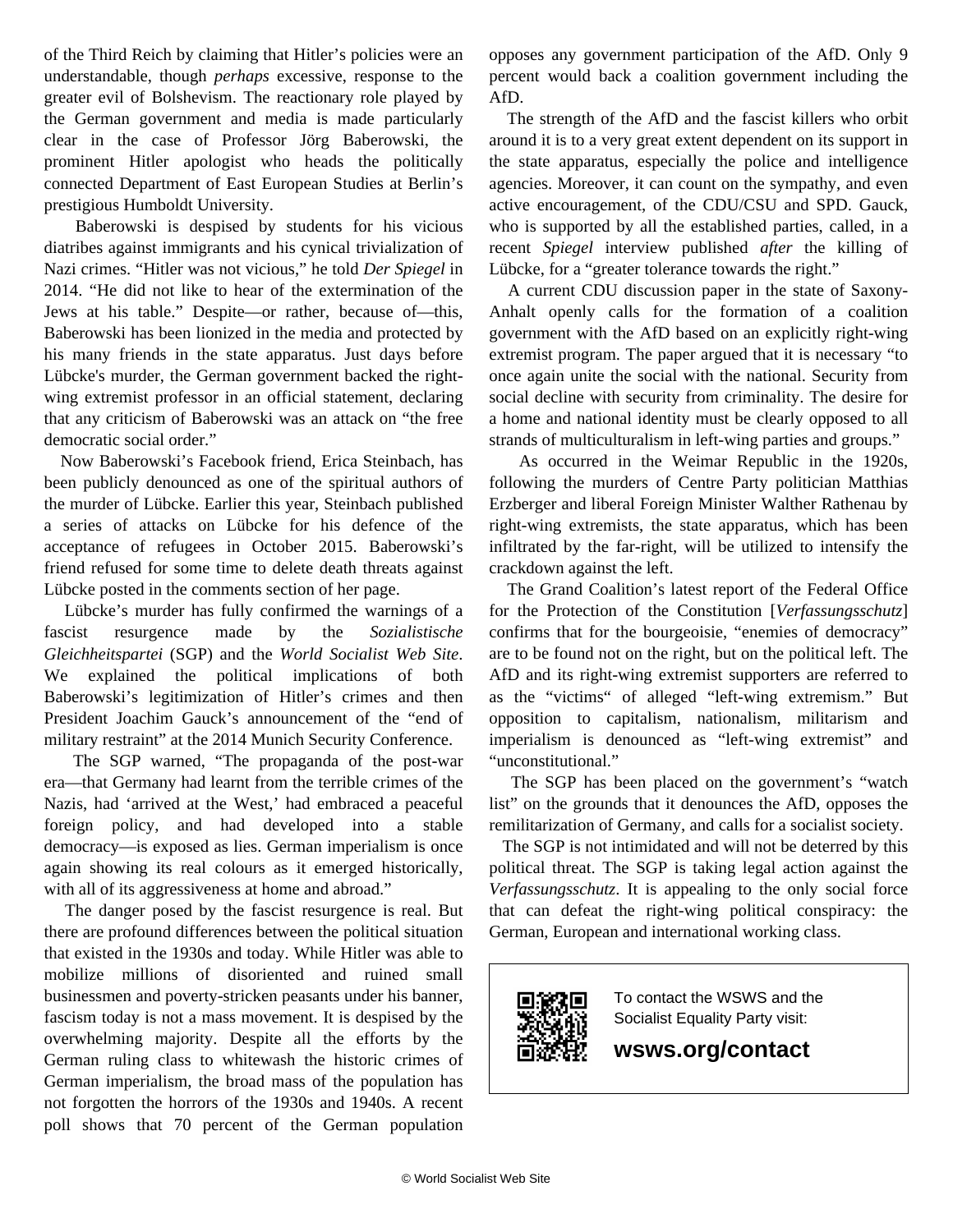of the Third Reich by claiming that Hitler's policies were an understandable, though *perhaps* excessive, response to the greater evil of Bolshevism. The reactionary role played by the German government and media is made particularly clear in the case of Professor Jörg Baberowski, the prominent Hitler apologist who heads the politically connected Department of East European Studies at Berlin's prestigious Humboldt University.

Baberowski is despised by students for his vicious diatribes against immigrants and his cynical trivialization of Nazi crimes. "Hitler was not vicious," he told *Der Spiegel* in 2014. "He did not like to hear of the extermination of the Jews at his table." Despite—or rather, because of—this, Baberowski has been lionized in the media and protected by his many friends in the state apparatus. Just days before Lübcke's murder, the German government backed the right-wing extremist professor in an official statement, declaring that any criticism of Baberowski was an attack on "the free democratic social order."

Now Baberowski's Facebook friend, Erica Steinbach, has been publicly denounced as one of the spiritual authors of the murder of Lübcke. Earlier this year, Steinbach published a series of attacks on Lübcke for his defence of the acceptance of refugees in October 2015. Baberowski's friend refused for some time to delete death threats against Lübcke posted in the comments section of her page.

Lübcke's murder has fully confirmed the warnings of a fascist resurgence made by the *Sozialistische Gleichheitspartei* (SGP) and the *World Socialist Web Site*. We explained the political implications of both Baberowski's legitimization of Hitler's crimes and then President Joachim Gauck's announcement of the "end of military restraint" at the 2014 Munich Security Conference.

The SGP warned, "The propaganda of the post-war era—that Germany had learnt from the terrible crimes of the Nazis, had 'arrived at the West,' had embraced a peaceful foreign policy, and had developed into a stable democracy—is exposed as lies. German imperialism is once again showing its real colours as it emerged historically, with all of its aggressiveness at home and abroad."

The danger posed by the fascist resurgence is real. But there are profound differences between the political situation that existed in the 1930s and today. While Hitler was able to mobilize millions of disoriented and ruined small businessmen and poverty-stricken peasants under his banner, fascism today is not a mass movement. It is despised by the overwhelming majority. Despite all the efforts by the German ruling class to whitewash the historic crimes of German imperialism, the broad mass of the population has not forgotten the horrors of the 1930s and 1940s. A recent poll shows that 70 percent of the German population opposes any government participation of the AfD. Only 9 percent would back a coalition government including the AfD.

The strength of the AfD and the fascist killers who orbit around it is to a very great extent dependent on its support in the state apparatus, especially the police and intelligence agencies. Moreover, it can count on the sympathy, and even active encouragement, of the CDU/CSU and SPD. Gauck, who is supported by all the established parties, called, in a recent *Spiegel* interview published *after* the killing of Lübcke, for a "greater tolerance towards the right."

A current CDU discussion paper in the state of Saxony-Anhalt openly calls for the formation of a coalition government with the AfD based on an explicitly right-wing extremist program. The paper argued that it is necessary "to once again unite the social with the national. Security from social decline with security from criminality. The desire for a home and national identity must be clearly opposed to all strands of multiculturalism in left-wing parties and groups."

As occurred in the Weimar Republic in the 1920s, following the murders of Centre Party politician Matthias Erzberger and liberal Foreign Minister Walther Rathenau by right-wing extremists, the state apparatus, which has been infiltrated by the far-right, will be utilized to intensify the crackdown against the left.

The Grand Coalition's latest report of the Federal Office for the Protection of the Constitution [*Verfassungsschutz*] confirms that for the bourgeoisie, "enemies of democracy" are to be found not on the right, but on the political left. The AfD and its right-wing extremist supporters are referred to as the "victims" of alleged "left-wing extremism." But opposition to capitalism, nationalism, militarism and imperialism is denounced as "left-wing extremist" and "unconstitutional."

The SGP has been placed on the government's "watch list" on the grounds that it denounces the AfD, opposes the remilitarization of Germany, and calls for a socialist society.

The SGP is not intimidated and will not be deterred by this political threat. The SGP is taking legal action against the *Verfassungsschutz*. It is appealing to the only social force that can defeat the right-wing political conspiracy: the German, European and international working class.

To contact the WSWS and the Socialist Equality Party visit:

**wsws.org/contact**